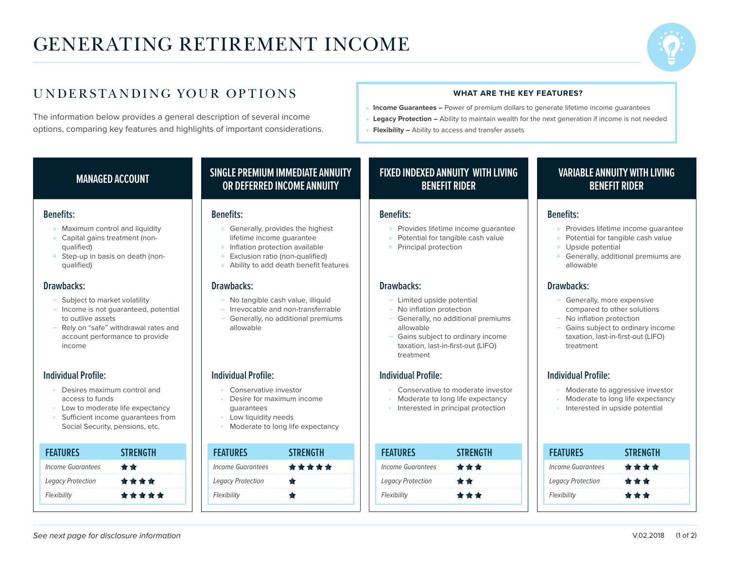# GENERATING RETIREMENT INCOME

## UNDERSTANDING YOUR OPTIONS

The information below provides a general description of several income options, comparing key features and highlights of important considerations.

**WHAT ARE THE KEY FEATURES?**

- **Income Guarantees –** Power of premium dollars to generate lifetime income guarantees
- **Legacy Protection –** Ability to maintain wealth for the next generation if income is not needed
- **Flexibility –** Ability to access and transfer assets

## MANAGED ACCOUNT

### Benefits:

+ Maximum control and liquidity
+ Capital gains treatment (non-qualified)
+ Step-up in basis on death (non-qualified)

### Drawbacks:

– Subject to market volatility
– Income is not guaranteed, potential to outlive assets
– Rely on "safe" withdrawal rates and account performance to provide income

### Individual Profile:

- Desires maximum control and access to funds
- Low to moderate life expectancy
- Sufficient income guarantees from Social Security, pensions, etc.

| FEATURES | STRENGTH |
|---|---|
| *Income Guarantees* | ★★ |
| *Legacy Protection* | ★★★★ |
| *Flexibility* | ★★★★★ |

## SINGLE PREMIUM IMMEDIATE ANNUITY OR DEFERRED INCOME ANNUITY

### Benefits:

+ Generally, provides the highest lifetime income guarantee
+ Inflation protection available
+ Exclusion ratio (non-qualified)
+ Ability to add death benefit features

### Drawbacks:

– No tangible cash value, illiquid
– Irrevocable and non-transferrable
– Generally, no additional premiums allowable

### Individual Profile:

- Conservative investor
- Desire for maximum income guarantees
- Low liquidity needs
- Moderate to long life expectancy

| FEATURES | STRENGTH |
|---|---|
| *Income Guarantees* | ★★★★★ |
| *Legacy Protection* | ★ |
| *Flexibility* | ★ |

## FIXED INDEXED ANNUITY WITH LIVING BENEFIT RIDER

### Benefits:

+ Provides lifetime income guarantee
+ Potential for tangible cash value
+ Principal protection

### Drawbacks:

– Limited upside potential
– No inflation protection
– Generally, no additional premiums allowable
– Gains subject to ordinary income taxation, last-in-first-out (LIFO) treatment

### Individual Profile:

- Conservative to moderate investor
- Moderate to long life expectancy
- Interested in principal protection

| FEATURES | STRENGTH |
|---|---|
| *Income Guarantees* | ★★★ |
| *Legacy Protection* | ★★ |
| *Flexibility* | ★★★ |

## VARIABLE ANNUITY WITH LIVING BENEFIT RIDER

### Benefits:

+ Provides lifetime income guarantee
+ Potential for tangible cash value
+ Upside potential
+ Generally, additional premiums are allowable

### Drawbacks:

– Generally, more expensive compared to other solutions
– No inflation protection
– Gains subject to ordinary income taxation, last-in-first-out (LIFO) treatment

### Individual Profile:

- Moderate to aggressive investor
- Moderate to long life expectancy
- Interested in upside potential

| FEATURES | STRENGTH |
|---|---|
| *Income Guarantees* | ★★★★ |
| *Legacy Protection* | ★★★ |
| *Flexibility* | ★★★ |

*See next page for disclosure information*

V.02.2018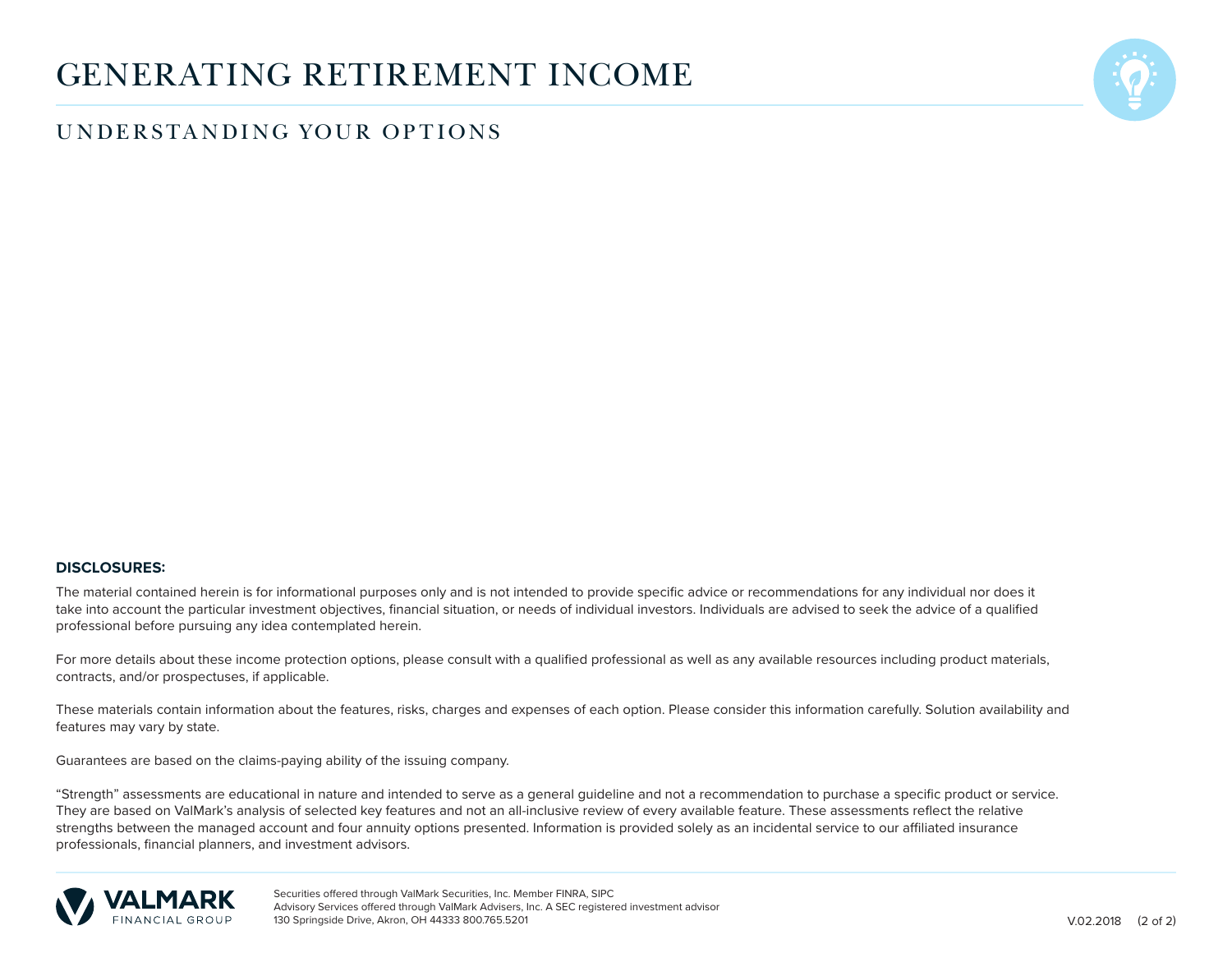# GENERATING RETIREMENT INCOME

## UNDERSTANDING YOUR OPTIONS

**DISCLOSURES:**

The material contained herein is for informational purposes only and is not intended to provide specific advice or recommendations for any individual nor does it take into account the particular investment objectives, financial situation, or needs of individual investors. Individuals are advised to seek the advice of a qualified professional before pursuing any idea contemplated herein.

For more details about these income protection options, please consult with a qualified professional as well as any available resources including product materials, contracts, and/or prospectuses, if applicable.

These materials contain information about the features, risks, charges and expenses of each option. Please consider this information carefully. Solution availability and features may vary by state.

Guarantees are based on the claims-paying ability of the issuing company.

“Strength” assessments are educational in nature and intended to serve as a general guideline and not a recommendation to purchase a specific product or service. They are based on ValMark’s analysis of selected key features and not an all-inclusive review of every available feature. These assessments reflect the relative strengths between the managed account and four annuity options presented. Information is provided solely as an incidental service to our affiliated insurance professionals, financial planners, and investment advisors.

VALMARK FINANCIAL GROUP

Securities offered through ValMark Securities, Inc. Member FINRA, SIPC
Advisory Services offered through ValMark Advisers, Inc. A SEC registered investment advisor
130 Springside Drive, Akron, OH 44333 800.765.5201

V.02.2018